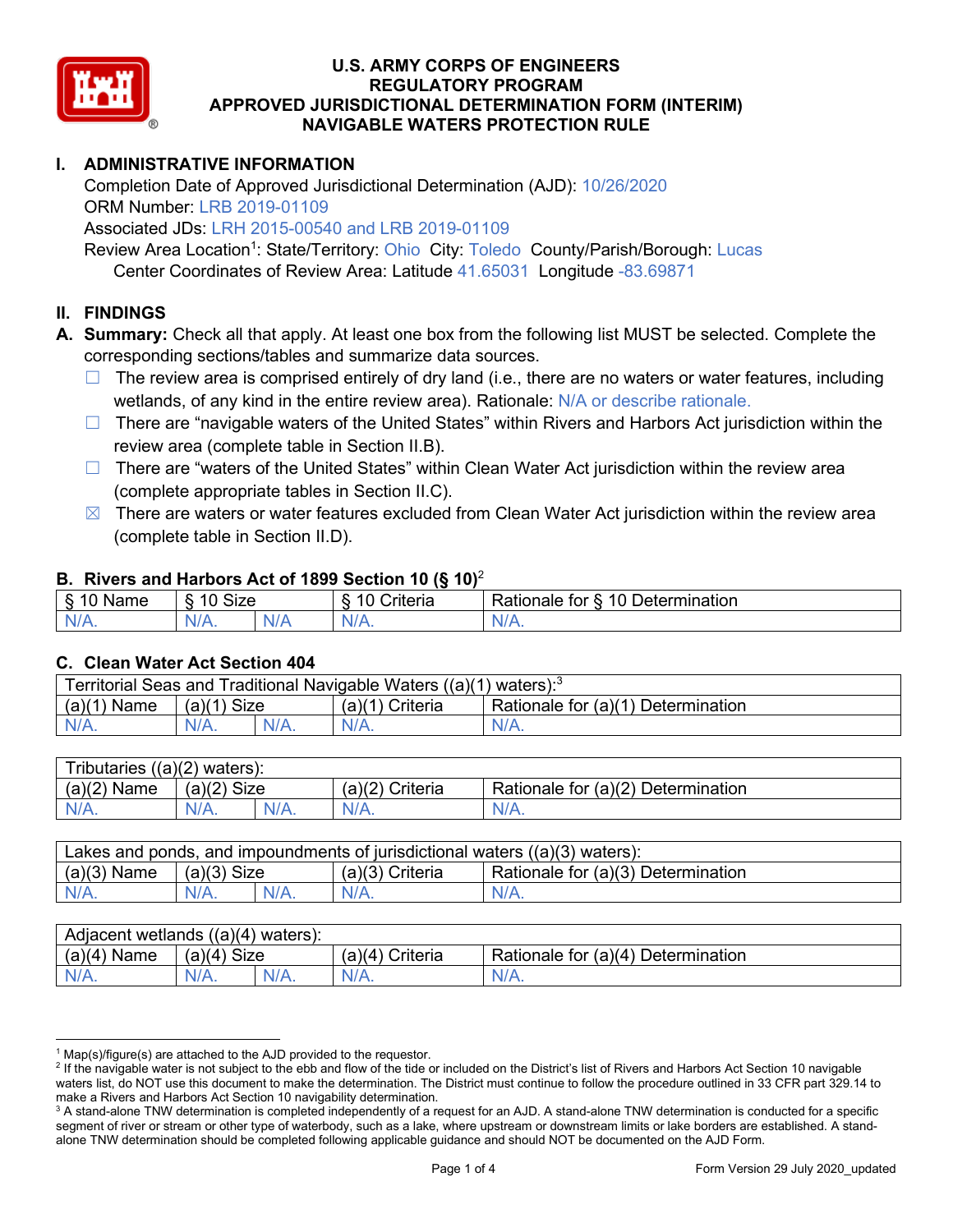# U.S. ARMY CORPS OF ENGINEERS
# REGULATORY PROGRAM
# APPROVED JURISDICTIONAL DETERMINATION FORM (INTERIM)
# NAVIGABLE WATERS PROTECTION RULE

## I. ADMINISTRATIVE INFORMATION

Completion Date of Approved Jurisdictional Determination (AJD): 10/26/2020
ORM Number: LRB 2019-01109
Associated JDs: LRH 2015-00540 and LRB 2019-01109
Review Area Location[1]: State/Territory: Ohio City: Toledo County/Parish/Borough: Lucas
Center Coordinates of Review Area: Latitude 41.65031 Longitude -83.69871

## II. FINDINGS

**A. Summary:** Check all that apply. At least one box from the following list MUST be selected. Complete the corresponding sections/tables and summarize data sources.

- ☐ The review area is comprised entirely of dry land (i.e., there are no waters or water features, including wetlands, of any kind in the entire review area). Rationale: N/A or describe rationale.
- ☐ There are "navigable waters of the United States" within Rivers and Harbors Act jurisdiction within the review area (complete table in Section II.B).
- ☐ There are "waters of the United States" within Clean Water Act jurisdiction within the review area (complete appropriate tables in Section II.C).
- ☒ There are waters or water features excluded from Clean Water Act jurisdiction within the review area (complete table in Section II.D).

### B. Rivers and Harbors Act of 1899 Section 10 (§ 10)[2]

| § 10 Name | § 10 Size | | § 10 Criteria | Rationale for § 10 Determination |
|---|---|---|---|---|
| N/A. | N/A. | N/A | N/A. | N/A. |

### C. Clean Water Act Section 404

| Territorial Seas and Traditional Navigable Waters ((a)(1) waters):[3] | | | | |
|---|---|---|---|---|
| (a)(1) Name | (a)(1) Size | | (a)(1) Criteria | Rationale for (a)(1) Determination |
| N/A. | N/A. | N/A. | N/A. | N/A. |

| Tributaries ((a)(2) waters): | | | | |
|---|---|---|---|---|
| (a)(2) Name | (a)(2) Size | | (a)(2) Criteria | Rationale for (a)(2) Determination |
| N/A. | N/A. | N/A. | N/A. | N/A. |

| Lakes and ponds, and impoundments of jurisdictional waters ((a)(3) waters): | | | | |
|---|---|---|---|---|
| (a)(3) Name | (a)(3) Size | | (a)(3) Criteria | Rationale for (a)(3) Determination |
| N/A. | N/A. | N/A. | N/A. | N/A. |

| Adjacent wetlands ((a)(4) waters): | | | | |
|---|---|---|---|---|
| (a)(4) Name | (a)(4) Size | | (a)(4) Criteria | Rationale for (a)(4) Determination |
| N/A. | N/A. | N/A. | N/A. | N/A. |

---

[1] Map(s)/figure(s) are attached to the AJD provided to the requestor.
[2] If the navigable water is not subject to the ebb and flow of the tide or included on the District's list of Rivers and Harbors Act Section 10 navigable waters list, do NOT use this document to make the determination. The District must continue to follow the procedure outlined in 33 CFR part 329.14 to make a Rivers and Harbors Act Section 10 navigability determination.
[3] A stand-alone TNW determination is completed independently of a request for an AJD. A stand-alone TNW determination is conducted for a specific segment of river or stream or other type of waterbody, such as a lake, where upstream or downstream limits or lake borders are established. A stand-alone TNW determination should be completed following applicable guidance and should NOT be documented on the AJD Form.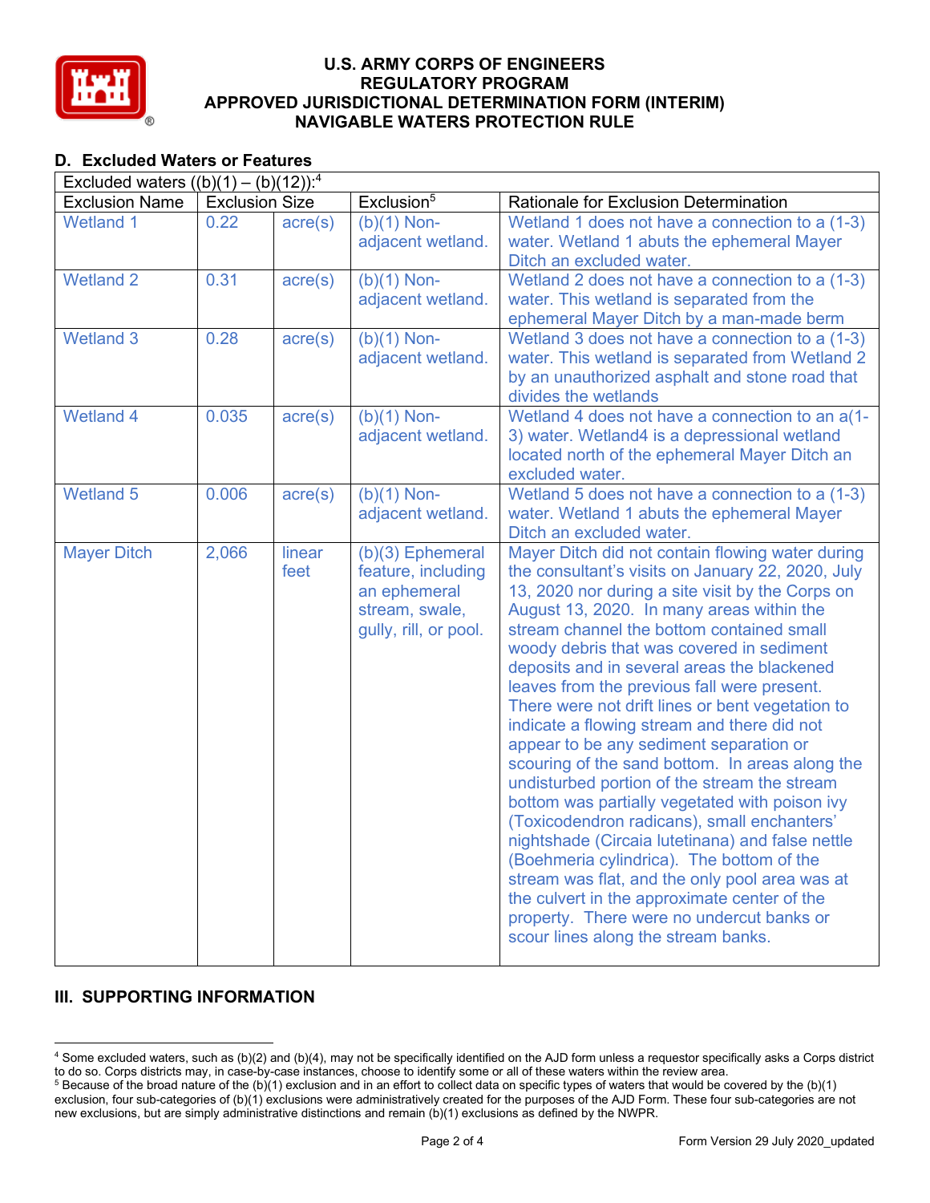# U.S. ARMY CORPS OF ENGINEERS
## REGULATORY PROGRAM
## APPROVED JURISDICTIONAL DETERMINATION FORM (INTERIM)
## NAVIGABLE WATERS PROTECTION RULE

### D. Excluded Waters or Features

| Excluded waters ((b)(1) – (b)(12)):[4] | | | | |
|---|---|---|---|---|
| **Exclusion Name** | **Exclusion Size** | | **Exclusion[5]** | **Rationale for Exclusion Determination** |
| Wetland 1 | 0.22 | acre(s) | (b)(1) Non-adjacent wetland. | Wetland 1 does not have a connection to a (1-3) water. Wetland 1 abuts the ephemeral Mayer Ditch an excluded water. |
| Wetland 2 | 0.31 | acre(s) | (b)(1) Non-adjacent wetland. | Wetland 2 does not have a connection to a (1-3) water. This wetland is separated from the ephemeral Mayer Ditch by a man-made berm |
| Wetland 3 | 0.28 | acre(s) | (b)(1) Non-adjacent wetland. | Wetland 3 does not have a connection to a (1-3) water. This wetland is separated from Wetland 2 by an unauthorized asphalt and stone road that divides the wetlands |
| Wetland 4 | 0.035 | acre(s) | (b)(1) Non-adjacent wetland. | Wetland 4 does not have a connection to an a(1-3) water. Wetland4 is a depressional wetland located north of the ephemeral Mayer Ditch an excluded water. |
| Wetland 5 | 0.006 | acre(s) | (b)(1) Non-adjacent wetland. | Wetland 5 does not have a connection to a (1-3) water. Wetland 1 abuts the ephemeral Mayer Ditch an excluded water. |
| Mayer Ditch | 2,066 | linear feet | (b)(3) Ephemeral feature, including an ephemeral stream, swale, gully, rill, or pool. | Mayer Ditch did not contain flowing water during the consultant's visits on January 22, 2020, July 13, 2020 nor during a site visit by the Corps on August 13, 2020. In many areas within the stream channel the bottom contained small woody debris that was covered in sediment deposits and in several areas the blackened leaves from the previous fall were present. There were not drift lines or bent vegetation to indicate a flowing stream and there did not appear to be any sediment separation or scouring of the sand bottom. In areas along the undisturbed portion of the stream the stream bottom was partially vegetated with poison ivy (Toxicodendron radicans), small enchanters' nightshade (Circaia lutetinana) and false nettle (Boehmeria cylindrica). The bottom of the stream was flat, and the only pool area was at the culvert in the approximate center of the property. There were no undercut banks or scour lines along the stream banks. |

## III. SUPPORTING INFORMATION

[4] Some excluded waters, such as (b)(2) and (b)(4), may not be specifically identified on the AJD form unless a requestor specifically asks a Corps district to do so. Corps districts may, in case-by-case instances, choose to identify some or all of these waters within the review area.

[5] Because of the broad nature of the (b)(1) exclusion and in an effort to collect data on specific types of waters that would be covered by the (b)(1) exclusion, four sub-categories of (b)(1) exclusions were administratively created for the purposes of the AJD Form. These four sub-categories are not new exclusions, but are simply administrative distinctions and remain (b)(1) exclusions as defined by the NWPR.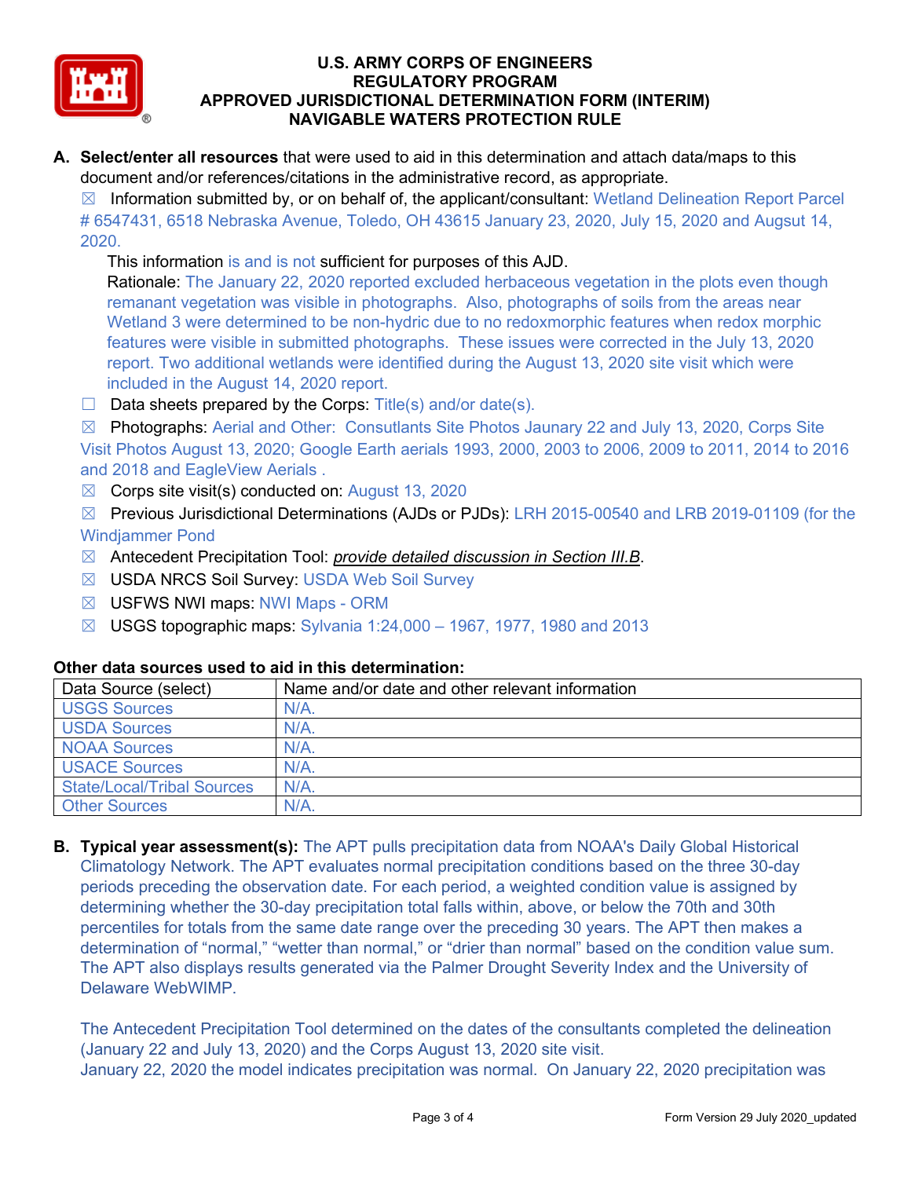# U.S. ARMY CORPS OF ENGINEERS
## REGULATORY PROGRAM
## APPROVED JURISDICTIONAL DETERMINATION FORM (INTERIM)
## NAVIGABLE WATERS PROTECTION RULE

**A. Select/enter all resources** that were used to aid in this determination and attach data/maps to this document and/or references/citations in the administrative record, as appropriate.

☒ Information submitted by, or on behalf of, the applicant/consultant: Wetland Delineation Report Parcel # 6547431, 6518 Nebraska Avenue, Toledo, OH 43615 January 23, 2020, July 15, 2020 and Augsut 14, 2020.

This information is and is not sufficient for purposes of this AJD.

Rationale: The January 22, 2020 reported excluded herbaceous vegetation in the plots even though remanant vegetation was visible in photographs. Also, photographs of soils from the areas near Wetland 3 were determined to be non-hydric due to no redoxmorphic features when redox morphic features were visible in submitted photographs. These issues were corrected in the July 13, 2020 report. Two additional wetlands were identified during the August 13, 2020 site visit which were included in the August 14, 2020 report.

☐ Data sheets prepared by the Corps: Title(s) and/or date(s).

☒ Photographs: Aerial and Other: Consutlants Site Photos Jaunary 22 and July 13, 2020, Corps Site Visit Photos August 13, 2020; Google Earth aerials 1993, 2000, 2003 to 2006, 2009 to 2011, 2014 to 2016 and 2018 and EagleView Aerials .

☒ Corps site visit(s) conducted on: August 13, 2020

☒ Previous Jurisdictional Determinations (AJDs or PJDs): LRH 2015-00540 and LRB 2019-01109 (for the Windjammer Pond

☒ Antecedent Precipitation Tool: *provide detailed discussion in Section III.B*.

☒ USDA NRCS Soil Survey: USDA Web Soil Survey

☒ USFWS NWI maps: NWI Maps - ORM

☒ USGS topographic maps: Sylvania 1:24,000 – 1967, 1977, 1980 and 2013

### Other data sources used to aid in this determination:

| Data Source (select) | Name and/or date and other relevant information |
|---|---|
| USGS Sources | N/A. |
| USDA Sources | N/A. |
| NOAA Sources | N/A. |
| USACE Sources | N/A. |
| State/Local/Tribal Sources | N/A. |
| Other Sources | N/A. |

**B. Typical year assessment(s):** The APT pulls precipitation data from NOAA's Daily Global Historical Climatology Network. The APT evaluates normal precipitation conditions based on the three 30-day periods preceding the observation date. For each period, a weighted condition value is assigned by determining whether the 30-day precipitation total falls within, above, or below the 70th and 30th percentiles for totals from the same date range over the preceding 30 years. The APT then makes a determination of "normal," "wetter than normal," or "drier than normal" based on the condition value sum. The APT also displays results generated via the Palmer Drought Severity Index and the University of Delaware WebWIMP.

The Antecedent Precipitation Tool determined on the dates of the consultants completed the delineation (January 22 and July 13, 2020) and the Corps August 13, 2020 site visit.
January 22, 2020 the model indicates precipitation was normal. On January 22, 2020 precipitation was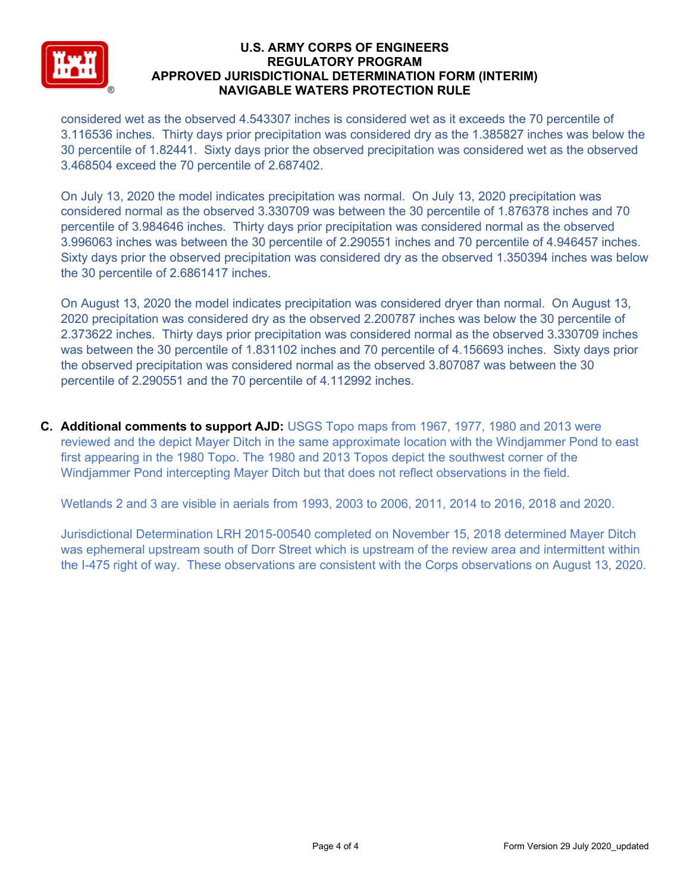considered wet as the observed 4.543307 inches is considered wet as it exceeds the 70 percentile of 3.116536 inches. Thirty days prior precipitation was considered dry as the 1.385827 inches was below the 30 percentile of 1.82441. Sixty days prior the observed precipitation was considered wet as the observed 3.468504 exceed the 70 percentile of 2.687402.

On July 13, 2020 the model indicates precipitation was normal. On July 13, 2020 precipitation was considered normal as the observed 3.330709 was between the 30 percentile of 1.876378 inches and 70 percentile of 3.984646 inches. Thirty days prior precipitation was considered normal as the observed 3.996063 inches was between the 30 percentile of 2.290551 inches and 70 percentile of 4.946457 inches. Sixty days prior the observed precipitation was considered dry as the observed 1.350394 inches was below the 30 percentile of 2.6861417 inches.

On August 13, 2020 the model indicates precipitation was considered dryer than normal. On August 13, 2020 precipitation was considered dry as the observed 2.200787 inches was below the 30 percentile of 2.373622 inches. Thirty days prior precipitation was considered normal as the observed 3.330709 inches was between the 30 percentile of 1.831102 inches and 70 percentile of 4.156693 inches. Sixty days prior the observed precipitation was considered normal as the observed 3.807087 was between the 30 percentile of 2.290551 and the 70 percentile of 4.112992 inches.

**C. Additional comments to support AJD:** USGS Topo maps from 1967, 1977, 1980 and 2013 were reviewed and the depict Mayer Ditch in the same approximate location with the Windjammer Pond to east first appearing in the 1980 Topo. The 1980 and 2013 Topos depict the southwest corner of the Windjammer Pond intercepting Mayer Ditch but that does not reflect observations in the field.

Wetlands 2 and 3 are visible in aerials from 1993, 2003 to 2006, 2011, 2014 to 2016, 2018 and 2020.

Jurisdictional Determination LRH 2015-00540 completed on November 15, 2018 determined Mayer Ditch was ephemeral upstream south of Dorr Street which is upstream of the review area and intermittent within the I-475 right of way. These observations are consistent with the Corps observations on August 13, 2020.